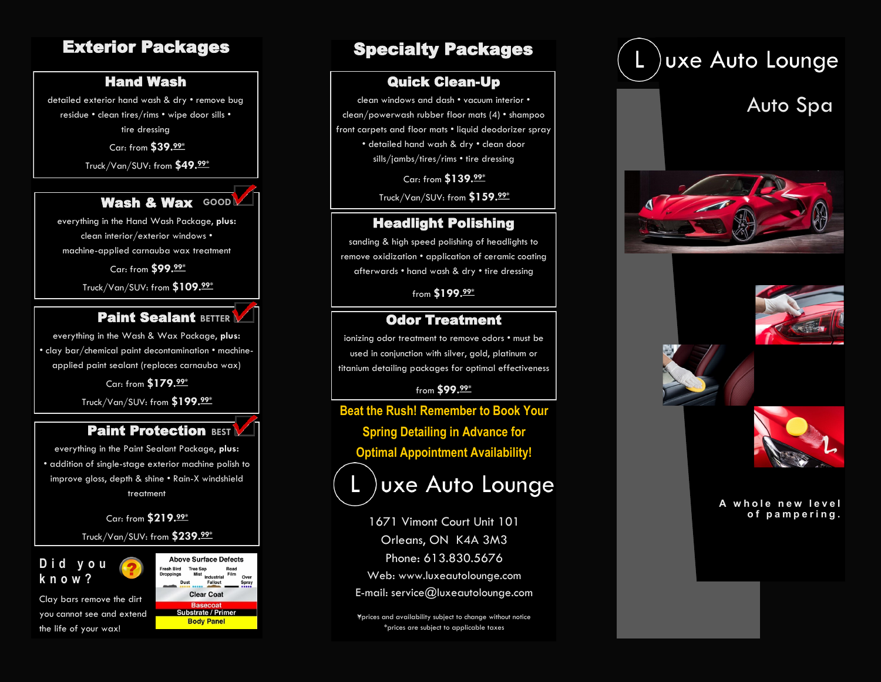# Exterior Packages

## Hand Wash

detailed exterior hand wash & dry • remove bug residue • clean tires/rims • wipe door sills • tire dressing

Car: from **$39.99***

Truck/Van/SUV: from **$49.99***

## Wash & Wax GOOD

everything in the Hand Wash Package, **plus:** clean interior/exterior windows • machine-applied carnauba wax treatment

Car: from **$99.99***

Truck/Van/SUV: from **$109.99***

## Paint Sealant BETTER

everything in the Wash & Wax Package, **plus:** • clay bar/chemical paint decontamination • machine-applied paint sealant (replaces carnauba wax)

Car: from **$179.99***

Truck/Van/SUV: from **$199.99***

## Paint Protection BEST

everything in the Paint Sealant Package, **plus:** • addition of single-stage exterior machine polish to improve gloss, depth & shine • Rain-X windshield treatment

Car: from **$219.99***

Truck/Van/SUV: from **$239.99***

**Did you know?**

Clay bars remove the dirt you cannot see and extend the life of your wax!

Above Surface Defects: Fresh Bird Droppings, Tree Sap Mist, Dust, Industrial Fallout, Road Film, Over Spray

Clear Coat
Basecoat
Substrate / Primer
Body Panel

# Specialty Packages

## Quick Clean-Up

clean windows and dash • vacuum interior • clean/powerwash rubber floor mats (4) • shampoo front carpets and floor mats • liquid deodorizer spray • detailed hand wash & dry • clean door sills/jambs/tires/rims • tire dressing

Car: from **$139.99***

Truck/Van/SUV: from **$159.99***

## Headlight Polishing

sanding & high speed polishing of headlights to remove oxidization • application of ceramic coating afterwards • hand wash & dry • tire dressing

from **$199.99***

## Odor Treatment

ionizing odor treatment to remove odors • must be used in conjunction with silver, gold, platinum or titanium detailing packages for optimal effectiveness

from **$99.99***

**Beat the Rush! Remember to Book Your Spring Detailing in Advance for Optimal Appointment Availability!**

## Luxe Auto Lounge

1671 Vimont Court Unit 101
Orleans, ON K4A 3M3
Phone: 613.830.5676
Web: www.luxeautolounge.com
E-mail: service@luxeautolounge.com

ᵞprices and availability subject to change without notice
*prices are subject to applicable taxes

# Luxe Auto Lounge

## Auto Spa

A whole new level of pampering.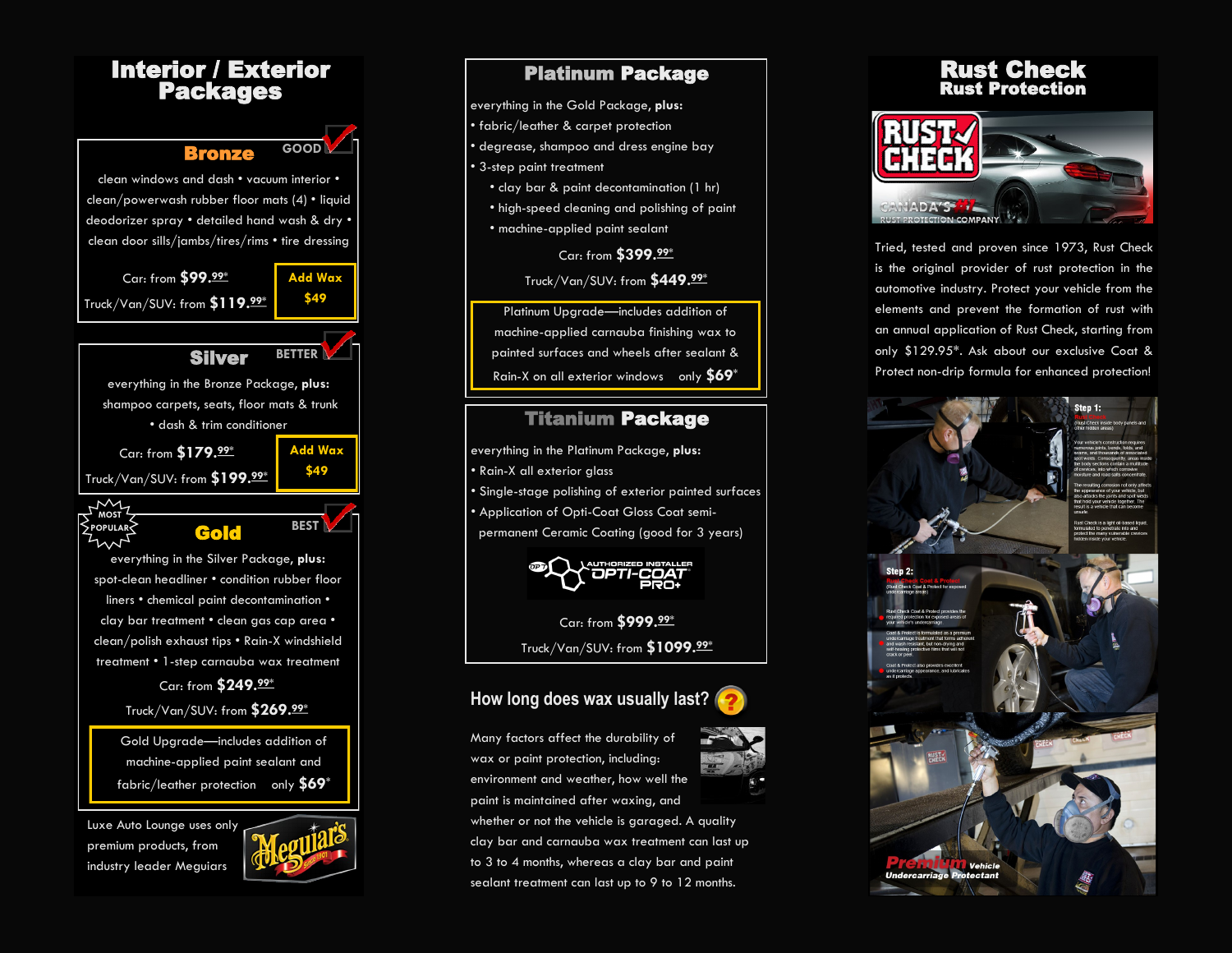# Interior / Exterior Packages

## Bronze

GOOD

clean windows and dash • vacuum interior • clean/powerwash rubber floor mats (4) • liquid deodorizer spray • detailed hand wash & dry • clean door sills/jambs/tires/rims • tire dressing

Car: from **$99.99***

Truck/Van/SUV: from **$119.99***

**Add Wax $49**

## Silver

BETTER

everything in the Bronze Package, **plus:** shampoo carpets, seats, floor mats & trunk • dash & trim conditioner

Car: from **$179.99***

Truck/Van/SUV: from **$199.99***

**Add Wax $49**

## Gold

MOST POPULAR

BEST

everything in the Silver Package, **plus:** spot-clean headliner • condition rubber floor liners • chemical paint decontamination • clay bar treatment • clean gas cap area • clean/polish exhaust tips • Rain-X windshield treatment • 1-step carnauba wax treatment

Car: from **$249.99***

Truck/Van/SUV: from **$269.99***

Gold Upgrade—includes addition of machine-applied paint sealant and fabric/leather protection only **$69***

Luxe Auto Lounge uses only premium products, from industry leader Meguiars

## Platinum Package

everything in the Gold Package, **plus:**

- fabric/leather & carpet protection
- degrease, shampoo and dress engine bay
- 3-step paint treatment
  - clay bar & paint decontamination (1 hr)
  - high-speed cleaning and polishing of paint
  - machine-applied paint sealant

Car: from **$399.99***

Truck/Van/SUV: from **$449.99***

Platinum Upgrade—includes addition of machine-applied carnauba finishing wax to painted surfaces and wheels after sealant & Rain-X on all exterior windows only **$69***

## Titanium Package

everything in the Platinum Package, **plus:**

- Rain-X all exterior glass
- Single-stage polishing of exterior painted surfaces
- Application of Opti-Coat Gloss Coat semi-permanent Ceramic Coating (good for 3 years)

AUTHORIZED INSTALLER OPTI-COAT PRO+

Car: from **$999.99***

Truck/Van/SUV: from **$1099.99***

## How long does wax usually last?

Many factors affect the durability of wax or paint protection, including: environment and weather, how well the paint is maintained after waxing, and whether or not the vehicle is garaged. A quality clay bar and carnauba wax treatment can last up to 3 to 4 months, whereas a clay bar and paint sealant treatment can last up to 9 to 12 months.

# Rust Check

## Rust Protection

RUST CHECK — CANADA'S #1 RUST PROTECTION COMPANY

Tried, tested and proven since 1973, Rust Check is the original provider of rust protection in the automotive industry. Protect your vehicle from the elements and prevent the formation of rust with an annual application of Rust Check, starting from only $129.95*. Ask about our exclusive Coat & Protect non-drip formula for enhanced protection!

**Step 1:**

**Step 2:**

**Premium** Vehicle Undercarriage Protectant